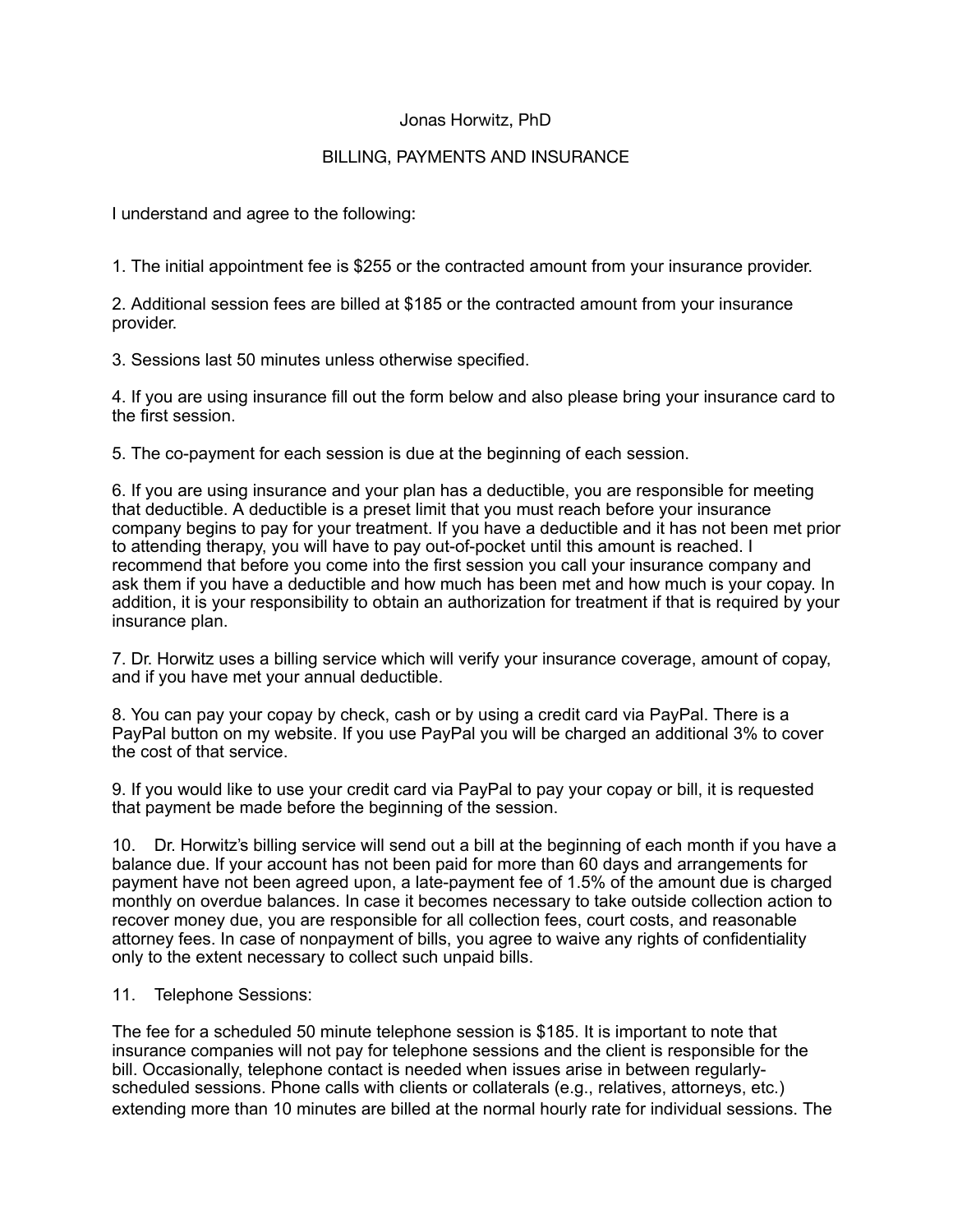Jonas Horwitz, PhD

BILLING, PAYMENTS AND INSURANCE

I understand and agree to the following:

1. The initial appointment fee is $255 or the contracted amount from your insurance provider.

2. Additional session fees are billed at $185 or the contracted amount from your insurance provider.

3. Sessions last 50 minutes unless otherwise specified.

4. If you are using insurance fill out the form below and also please bring your insurance card to the first session.

5. The co-payment for each session is due at the beginning of each session.

6. If you are using insurance and your plan has a deductible, you are responsible for meeting that deductible. A deductible is a preset limit that you must reach before your insurance company begins to pay for your treatment. If you have a deductible and it has not been met prior to attending therapy, you will have to pay out-of-pocket until this amount is reached. I recommend that before you come into the first session you call your insurance company and ask them if you have a deductible and how much has been met and how much is your copay. In addition, it is your responsibility to obtain an authorization for treatment if that is required by your insurance plan.

7. Dr. Horwitz uses a billing service which will verify your insurance coverage, amount of copay, and if you have met your annual deductible.

8. You can pay your copay by check, cash or by using a credit card via PayPal. There is a PayPal button on my website. If you use PayPal you will be charged an additional 3% to cover the cost of that service.

9. If you would like to use your credit card via PayPal to pay your copay or bill, it is requested that payment be made before the beginning of the session.

10. Dr. Horwitz's billing service will send out a bill at the beginning of each month if you have a balance due. If your account has not been paid for more than 60 days and arrangements for payment have not been agreed upon, a late-payment fee of 1.5% of the amount due is charged monthly on overdue balances. In case it becomes necessary to take outside collection action to recover money due, you are responsible for all collection fees, court costs, and reasonable attorney fees. In case of nonpayment of bills, you agree to waive any rights of confidentiality only to the extent necessary to collect such unpaid bills.

11. Telephone Sessions:

The fee for a scheduled 50 minute telephone session is $185. It is important to note that insurance companies will not pay for telephone sessions and the client is responsible for the bill. Occasionally, telephone contact is needed when issues arise in between regularly-scheduled sessions. Phone calls with clients or collaterals (e.g., relatives, attorneys, etc.) extending more than 10 minutes are billed at the normal hourly rate for individual sessions. The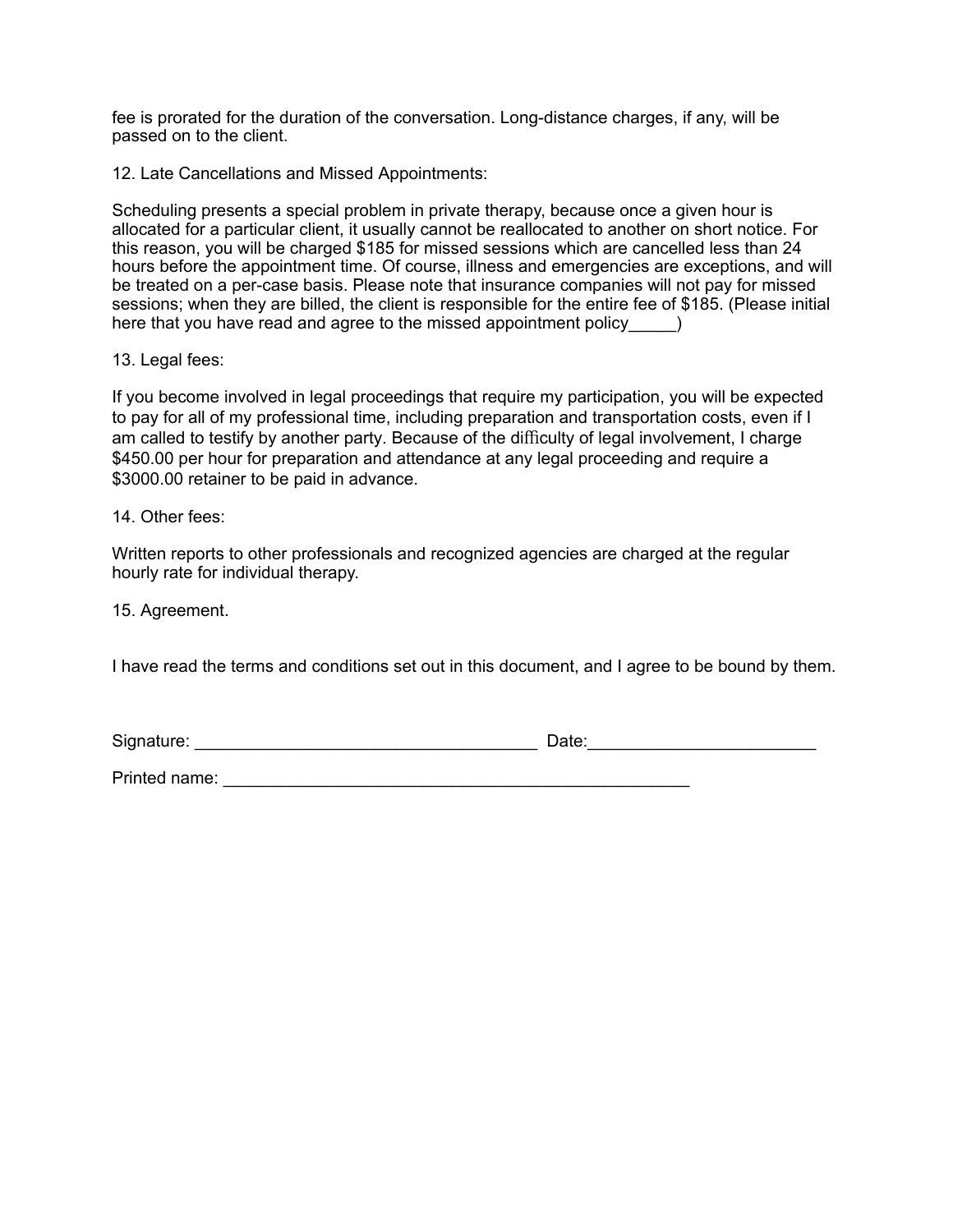fee is prorated for the duration of the conversation. Long-distance charges, if any, will be passed on to the client.

12. Late Cancellations and Missed Appointments:

Scheduling presents a special problem in private therapy, because once a given hour is allocated for a particular client, it usually cannot be reallocated to another on short notice. For this reason, you will be charged $185 for missed sessions which are cancelled less than 24 hours before the appointment time. Of course, illness and emergencies are exceptions, and will be treated on a per-case basis. Please note that insurance companies will not pay for missed sessions; when they are billed, the client is responsible for the entire fee of $185. (Please initial here that you have read and agree to the missed appointment policy_____)

13. Legal fees:

If you become involved in legal proceedings that require my participation, you will be expected to pay for all of my professional time, including preparation and transportation costs, even if I am called to testify by another party. Because of the difficulty of legal involvement, I charge $450.00 per hour for preparation and attendance at any legal proceeding and require a $3000.00 retainer to be paid in advance.

14. Other fees:

Written reports to other professionals and recognized agencies are charged at the regular hourly rate for individual therapy.

15. Agreement.

I have read the terms and conditions set out in this document, and I agree to be bound by them.

Signature: ____________________________________ Date:________________________

Printed name: __________________________________________________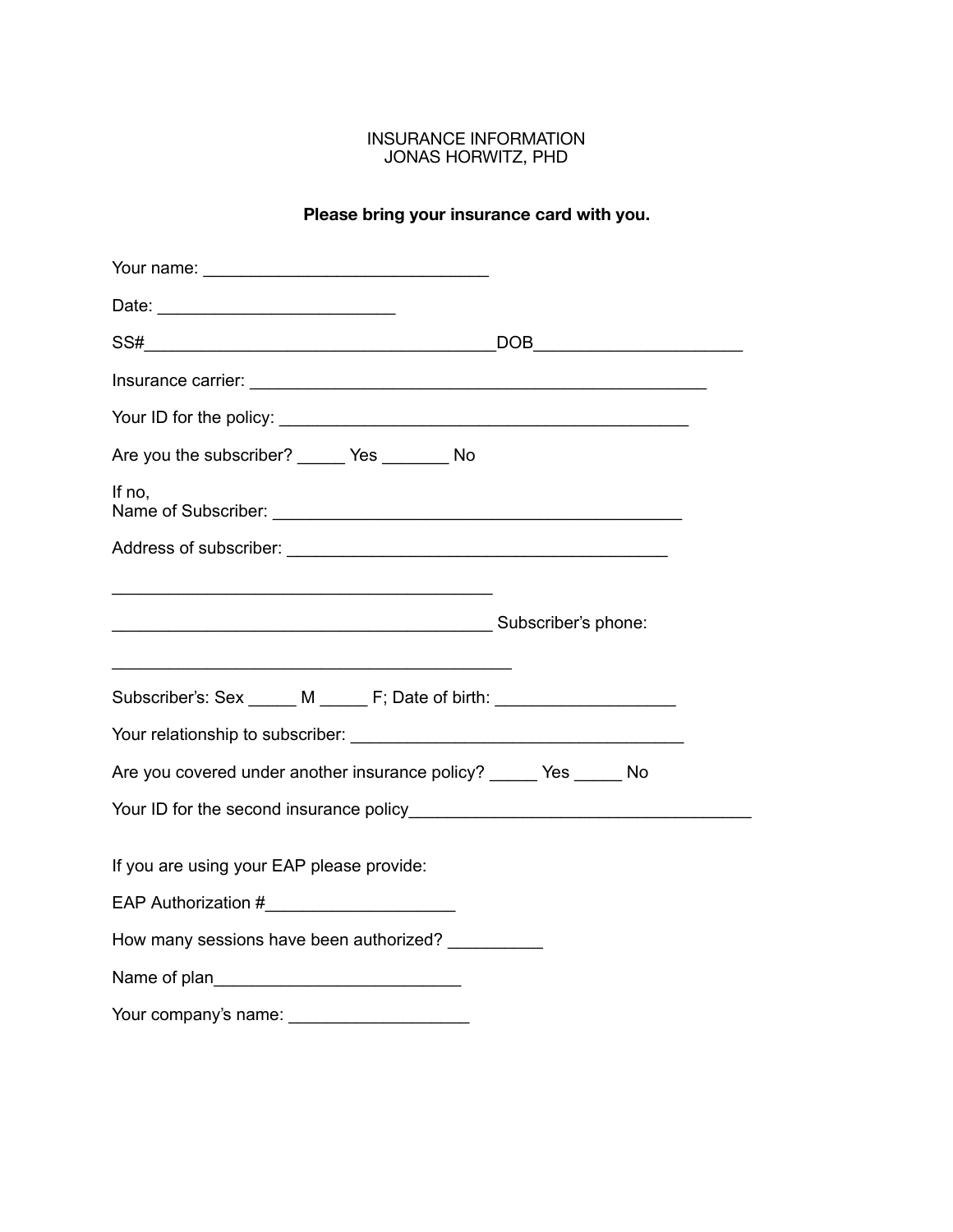INSURANCE INFORMATION
JONAS HORWITZ, PHD

**Please bring your insurance card with you.**

Your name: ______________________________

Date: _________________________

SS#_____________________________________DOB_____________________

Insurance carrier: ________________________________________________

Your ID for the policy: ___________________________________________

Are you the subscriber? _____ Yes _______ No

If no,
Name of Subscriber: ___________________________________________

Address of subscriber: _________________________________________

________________________________________

________________________________________ Subscriber's phone:

__________________________________________

Subscriber's: Sex _____ M _____ F; Date of birth: ___________________

Your relationship to subscriber: ___________________________________

Are you covered under another insurance policy? _____ Yes _____ No

Your ID for the second insurance policy____________________________________

If you are using your EAP please provide:

EAP Authorization #___________________

How many sessions have been authorized? __________

Name of plan__________________________

Your company's name: ___________________